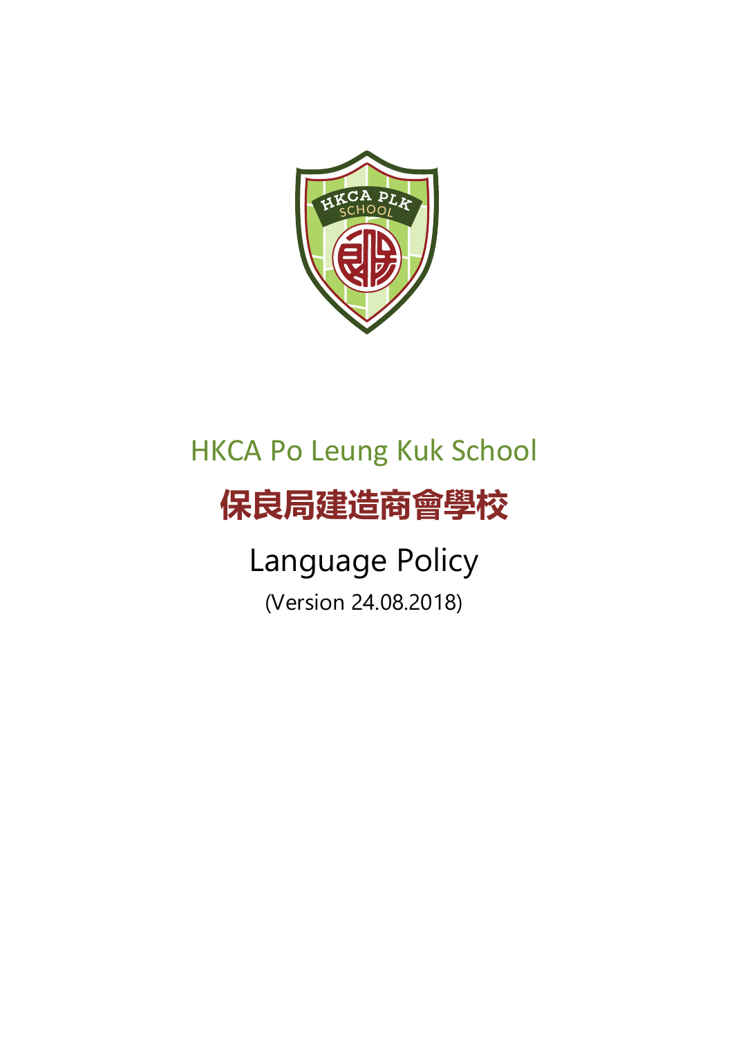# HKCA Po Leung Kuk School

# 保良局建造商會學校

## Language Policy

(Version 24.08.2018)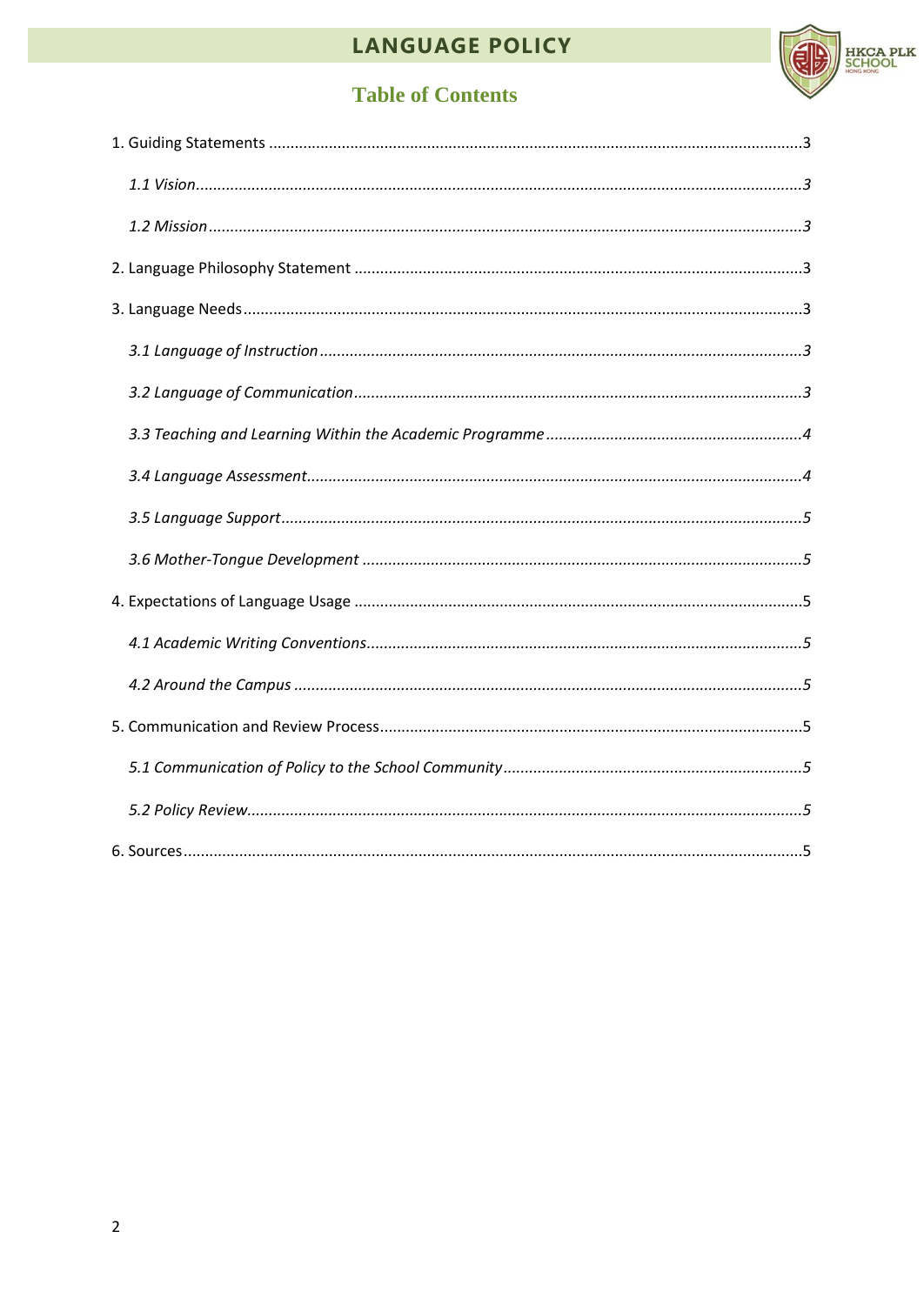## Table of Contents

1. Guiding Statements ....3
   - *1.1 Vision....3*
   - *1.2 Mission....3*
2. Language Philosophy Statement ....3
3. Language Needs....3
   - *3.1 Language of Instruction....3*
   - *3.2 Language of Communication....3*
   - *3.3 Teaching and Learning Within the Academic Programme....4*
   - *3.4 Language Assessment....4*
   - *3.5 Language Support....5*
   - *3.6 Mother-Tongue Development ....5*
4. Expectations of Language Usage ....5
   - *4.1 Academic Writing Conventions....5*
   - *4.2 Around the Campus ....5*
5. Communication and Review Process....5
   - *5.1 Communication of Policy to the School Community....5*
   - *5.2 Policy Review....5*
6. Sources....5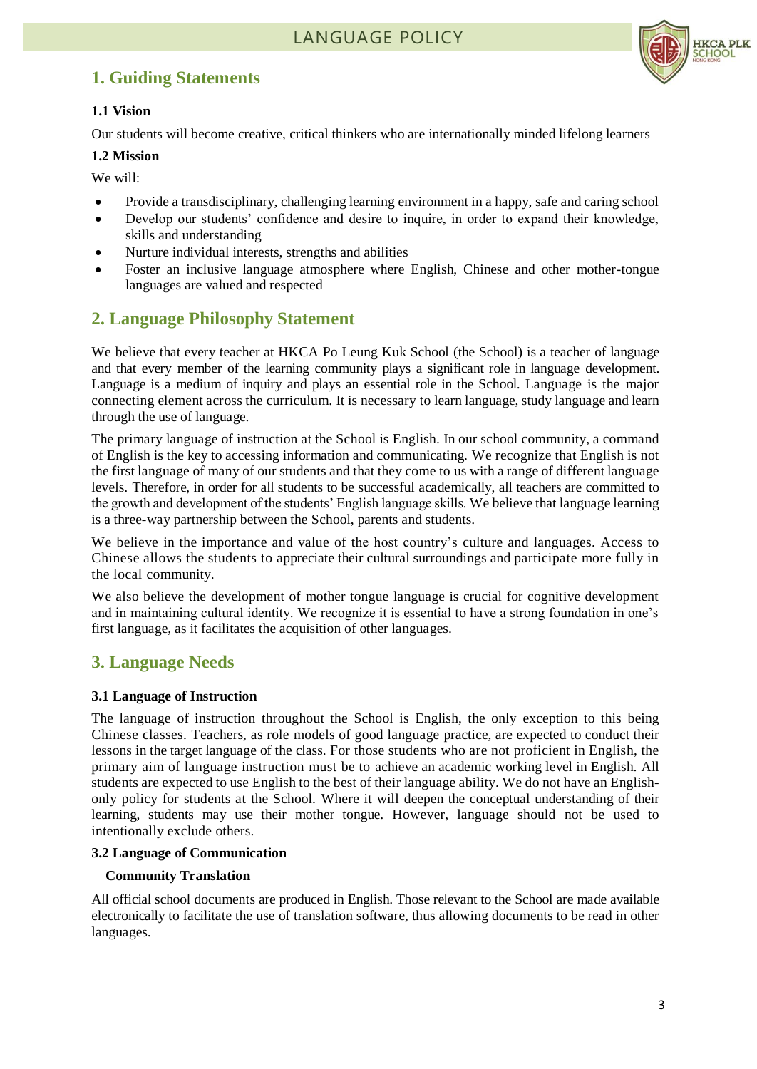## 1. Guiding Statements

### 1.1 Vision

Our students will become creative, critical thinkers who are internationally minded lifelong learners

### 1.2 Mission

We will:

- Provide a transdisciplinary, challenging learning environment in a happy, safe and caring school
- Develop our students' confidence and desire to inquire, in order to expand their knowledge, skills and understanding
- Nurture individual interests, strengths and abilities
- Foster an inclusive language atmosphere where English, Chinese and other mother-tongue languages are valued and respected

## 2. Language Philosophy Statement

We believe that every teacher at HKCA Po Leung Kuk School (the School) is a teacher of language and that every member of the learning community plays a significant role in language development. Language is a medium of inquiry and plays an essential role in the School. Language is the major connecting element across the curriculum. It is necessary to learn language, study language and learn through the use of language.

The primary language of instruction at the School is English. In our school community, a command of English is the key to accessing information and communicating. We recognize that English is not the first language of many of our students and that they come to us with a range of different language levels. Therefore, in order for all students to be successful academically, all teachers are committed to the growth and development of the students' English language skills. We believe that language learning is a three-way partnership between the School, parents and students.

We believe in the importance and value of the host country's culture and languages. Access to Chinese allows the students to appreciate their cultural surroundings and participate more fully in the local community.

We also believe the development of mother tongue language is crucial for cognitive development and in maintaining cultural identity. We recognize it is essential to have a strong foundation in one's first language, as it facilitates the acquisition of other languages.

## 3. Language Needs

### 3.1 Language of Instruction

The language of instruction throughout the School is English, the only exception to this being Chinese classes. Teachers, as role models of good language practice, are expected to conduct their lessons in the target language of the class. For those students who are not proficient in English, the primary aim of language instruction must be to achieve an academic working level in English. All students are expected to use English to the best of their language ability. We do not have an English-only policy for students at the School. Where it will deepen the conceptual understanding of their learning, students may use their mother tongue. However, language should not be used to intentionally exclude others.

### 3.2 Language of Communication

**Community Translation**

All official school documents are produced in English. Those relevant to the School are made available electronically to facilitate the use of translation software, thus allowing documents to be read in other languages.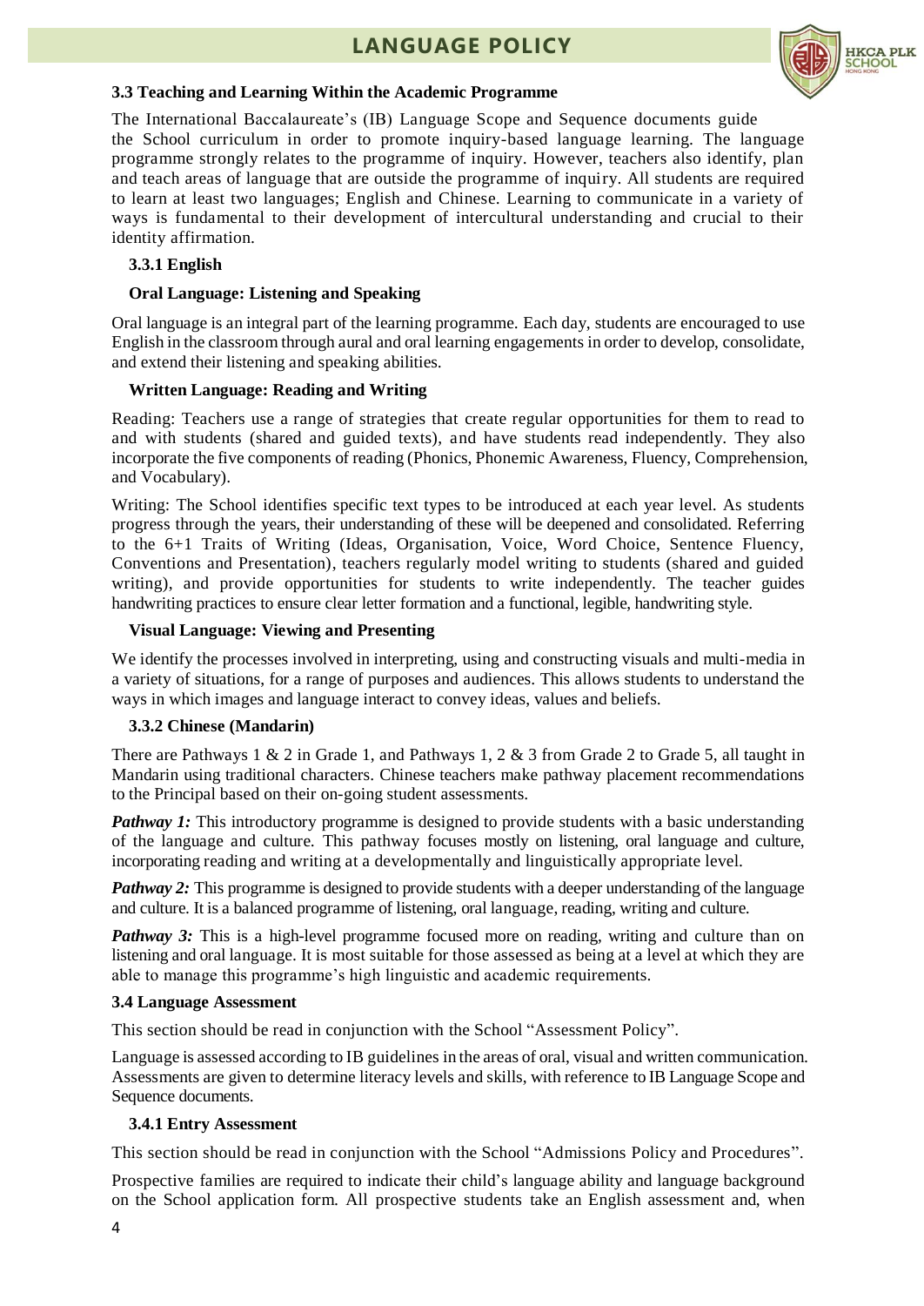### 3.3 Teaching and Learning Within the Academic Programme

The International Baccalaureate's (IB) Language Scope and Sequence documents guide the School curriculum in order to promote inquiry-based language learning. The language programme strongly relates to the programme of inquiry. However, teachers also identify, plan and teach areas of language that are outside the programme of inquiry. All students are required to learn at least two languages; English and Chinese. Learning to communicate in a variety of ways is fundamental to their development of intercultural understanding and crucial to their identity affirmation.

#### 3.3.1 English

**Oral Language: Listening and Speaking**

Oral language is an integral part of the learning programme. Each day, students are encouraged to use English in the classroom through aural and oral learning engagements in order to develop, consolidate, and extend their listening and speaking abilities.

**Written Language: Reading and Writing**

Reading: Teachers use a range of strategies that create regular opportunities for them to read to and with students (shared and guided texts), and have students read independently. They also incorporate the five components of reading (Phonics, Phonemic Awareness, Fluency, Comprehension, and Vocabulary).

Writing: The School identifies specific text types to be introduced at each year level. As students progress through the years, their understanding of these will be deepened and consolidated. Referring to the 6+1 Traits of Writing (Ideas, Organisation, Voice, Word Choice, Sentence Fluency, Conventions and Presentation), teachers regularly model writing to students (shared and guided writing), and provide opportunities for students to write independently. The teacher guides handwriting practices to ensure clear letter formation and a functional, legible, handwriting style.

**Visual Language: Viewing and Presenting**

We identify the processes involved in interpreting, using and constructing visuals and multi-media in a variety of situations, for a range of purposes and audiences. This allows students to understand the ways in which images and language interact to convey ideas, values and beliefs.

#### 3.3.2 Chinese (Mandarin)

There are Pathways 1 & 2 in Grade 1, and Pathways 1, 2 & 3 from Grade 2 to Grade 5, all taught in Mandarin using traditional characters. Chinese teachers make pathway placement recommendations to the Principal based on their on-going student assessments.

***Pathway 1:*** This introductory programme is designed to provide students with a basic understanding of the language and culture. This pathway focuses mostly on listening, oral language and culture, incorporating reading and writing at a developmentally and linguistically appropriate level.

***Pathway 2:*** This programme is designed to provide students with a deeper understanding of the language and culture. It is a balanced programme of listening, oral language, reading, writing and culture.

***Pathway 3:*** This is a high-level programme focused more on reading, writing and culture than on listening and oral language. It is most suitable for those assessed as being at a level at which they are able to manage this programme's high linguistic and academic requirements.

### 3.4 Language Assessment

This section should be read in conjunction with the School "Assessment Policy".

Language is assessed according to IB guidelines in the areas of oral, visual and written communication. Assessments are given to determine literacy levels and skills, with reference to IB Language Scope and Sequence documents.

#### 3.4.1 Entry Assessment

This section should be read in conjunction with the School "Admissions Policy and Procedures".

Prospective families are required to indicate their child's language ability and language background on the School application form. All prospective students take an English assessment and, when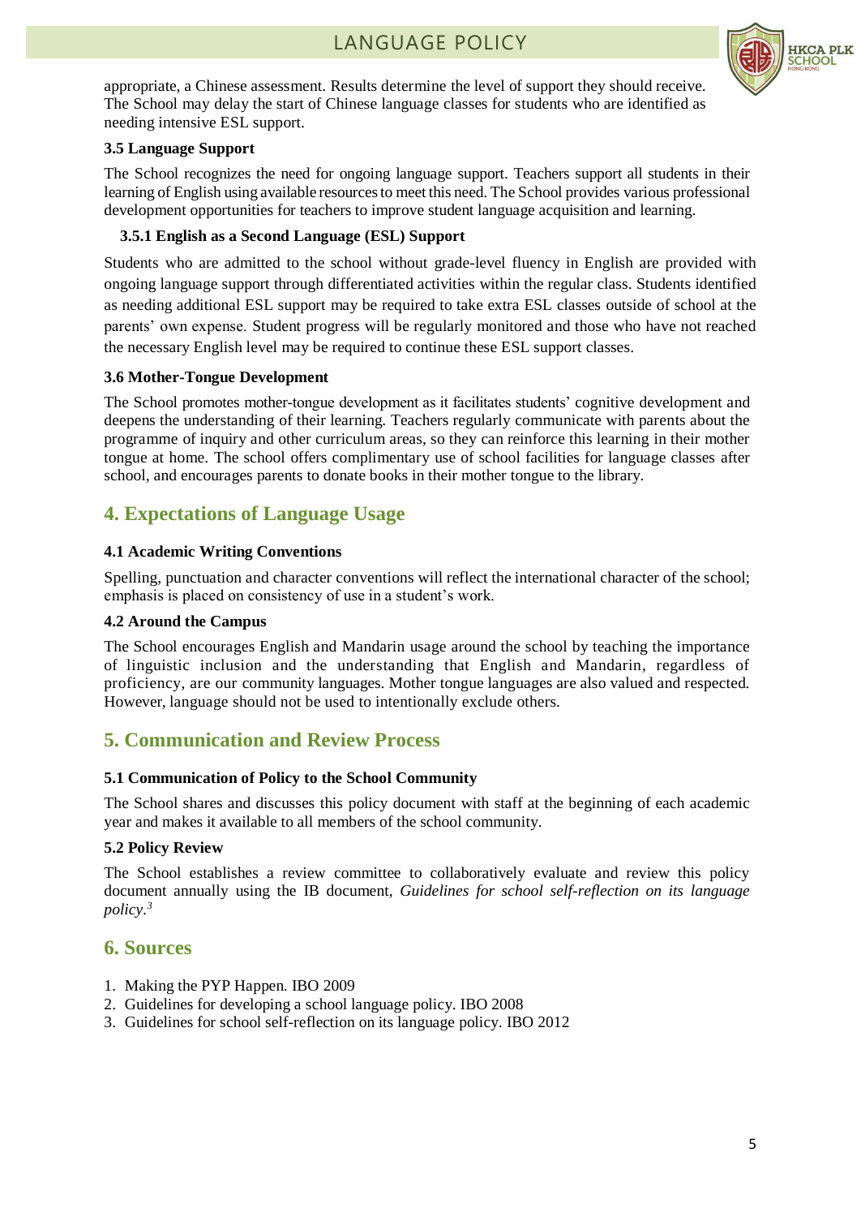appropriate, a Chinese assessment. Results determine the level of support they should receive. The School may delay the start of Chinese language classes for students who are identified as needing intensive ESL support.

### 3.5 Language Support

The School recognizes the need for ongoing language support. Teachers support all students in their learning of English using available resources to meet this need. The School provides various professional development opportunities for teachers to improve student language acquisition and learning.

#### 3.5.1 English as a Second Language (ESL) Support

Students who are admitted to the school without grade-level fluency in English are provided with ongoing language support through differentiated activities within the regular class. Students identified as needing additional ESL support may be required to take extra ESL classes outside of school at the parents' own expense. Student progress will be regularly monitored and those who have not reached the necessary English level may be required to continue these ESL support classes.

### 3.6 Mother-Tongue Development

The School promotes mother-tongue development as it facilitates students' cognitive development and deepens the understanding of their learning. Teachers regularly communicate with parents about the programme of inquiry and other curriculum areas, so they can reinforce this learning in their mother tongue at home. The school offers complimentary use of school facilities for language classes after school, and encourages parents to donate books in their mother tongue to the library.

## 4. Expectations of Language Usage

### 4.1 Academic Writing Conventions

Spelling, punctuation and character conventions will reflect the international character of the school; emphasis is placed on consistency of use in a student's work.

### 4.2 Around the Campus

The School encourages English and Mandarin usage around the school by teaching the importance of linguistic inclusion and the understanding that English and Mandarin, regardless of proficiency, are our community languages. Mother tongue languages are also valued and respected. However, language should not be used to intentionally exclude others.

## 5. Communication and Review Process

### 5.1 Communication of Policy to the School Community

The School shares and discusses this policy document with staff at the beginning of each academic year and makes it available to all members of the school community.

### 5.2 Policy Review

The School establishes a review committee to collaboratively evaluate and review this policy document annually using the IB document, *Guidelines for school self-reflection on its language policy*.[3]

## 6. Sources

1. Making the PYP Happen. IBO 2009
2. Guidelines for developing a school language policy. IBO 2008
3. Guidelines for school self-reflection on its language policy. IBO 2012